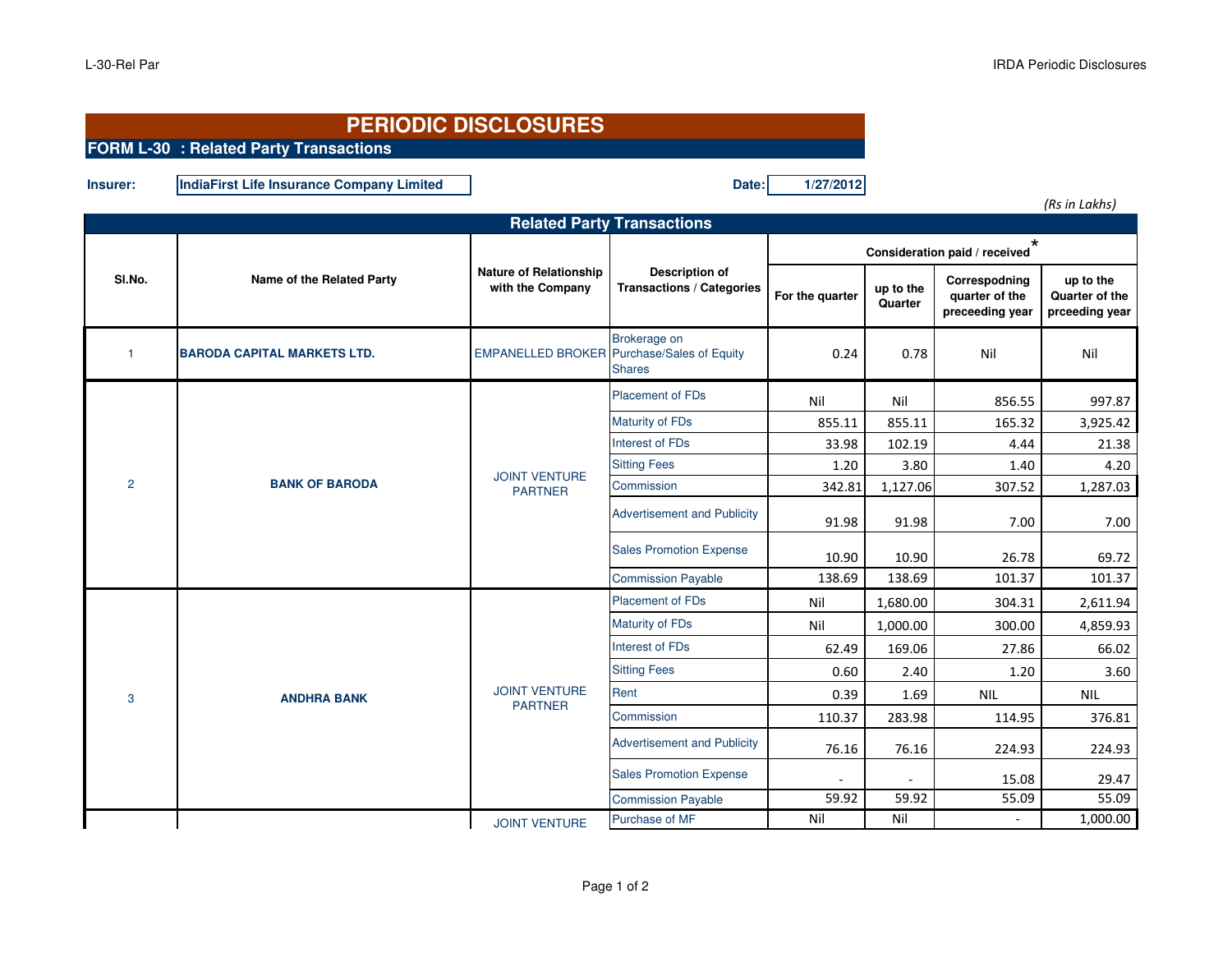# PERIODIC DISCLOSURES

## FORM L-30 : Related Party Transactions

**Insurer:** IndiaFirst Life Insurance Company Limited

**Date:** 1/27/2012

*(Rs in Lakhs)*

### Related Party Transactions

| Sl.No. | Name of the Related Party | Nature of Relationship with the Company | Description of Transactions / Categories | Consideration paid / received* | | | |
|---|---|---|---|---|---|---|---|
| | | | | For the quarter | up to the Quarter | Correspodning quarter of the preceeding year | up to the Quarter of the prceeding year |
| 1 | **BARODA CAPITAL MARKETS LTD.** | EMPANELLED BROKER | Brokerage on Purchase/Sales of Equity Shares | 0.24 | 0.78 | Nil | Nil |
| 2 | **BANK OF BARODA** | JOINT VENTURE PARTNER | Placement of FDs | Nil | Nil | 856.55 | 997.87 |
| | | | Maturity of FDs | 855.11 | 855.11 | 165.32 | 3,925.42 |
| | | | Interest of FDs | 33.98 | 102.19 | 4.44 | 21.38 |
| | | | Sitting Fees | 1.20 | 3.80 | 1.40 | 4.20 |
| | | | Commission | 342.81 | 1,127.06 | 307.52 | 1,287.03 |
| | | | Advertisement and Publicity | 91.98 | 91.98 | 7.00 | 7.00 |
| | | | Sales Promotion Expense | 10.90 | 10.90 | 26.78 | 69.72 |
| | | | Commission Payable | 138.69 | 138.69 | 101.37 | 101.37 |
| 3 | **ANDHRA BANK** | JOINT VENTURE PARTNER | Placement of FDs | Nil | 1,680.00 | 304.31 | 2,611.94 |
| | | | Maturity of FDs | Nil | 1,000.00 | 300.00 | 4,859.93 |
| | | | Interest of FDs | 62.49 | 169.06 | 27.86 | 66.02 |
| | | | Sitting Fees | 0.60 | 2.40 | 1.20 | 3.60 |
| | | | Rent | 0.39 | 1.69 | NIL | NIL |
| | | | Commission | 110.37 | 283.98 | 114.95 | 376.81 |
| | | | Advertisement and Publicity | 76.16 | 76.16 | 224.93 | 224.93 |
| | | | Sales Promotion Expense | - | - | 15.08 | 29.47 |
| | | | Commission Payable | 59.92 | 59.92 | 55.09 | 55.09 |
| | | JOINT VENTURE | Purchase of MF | Nil | Nil | - | 1,000.00 |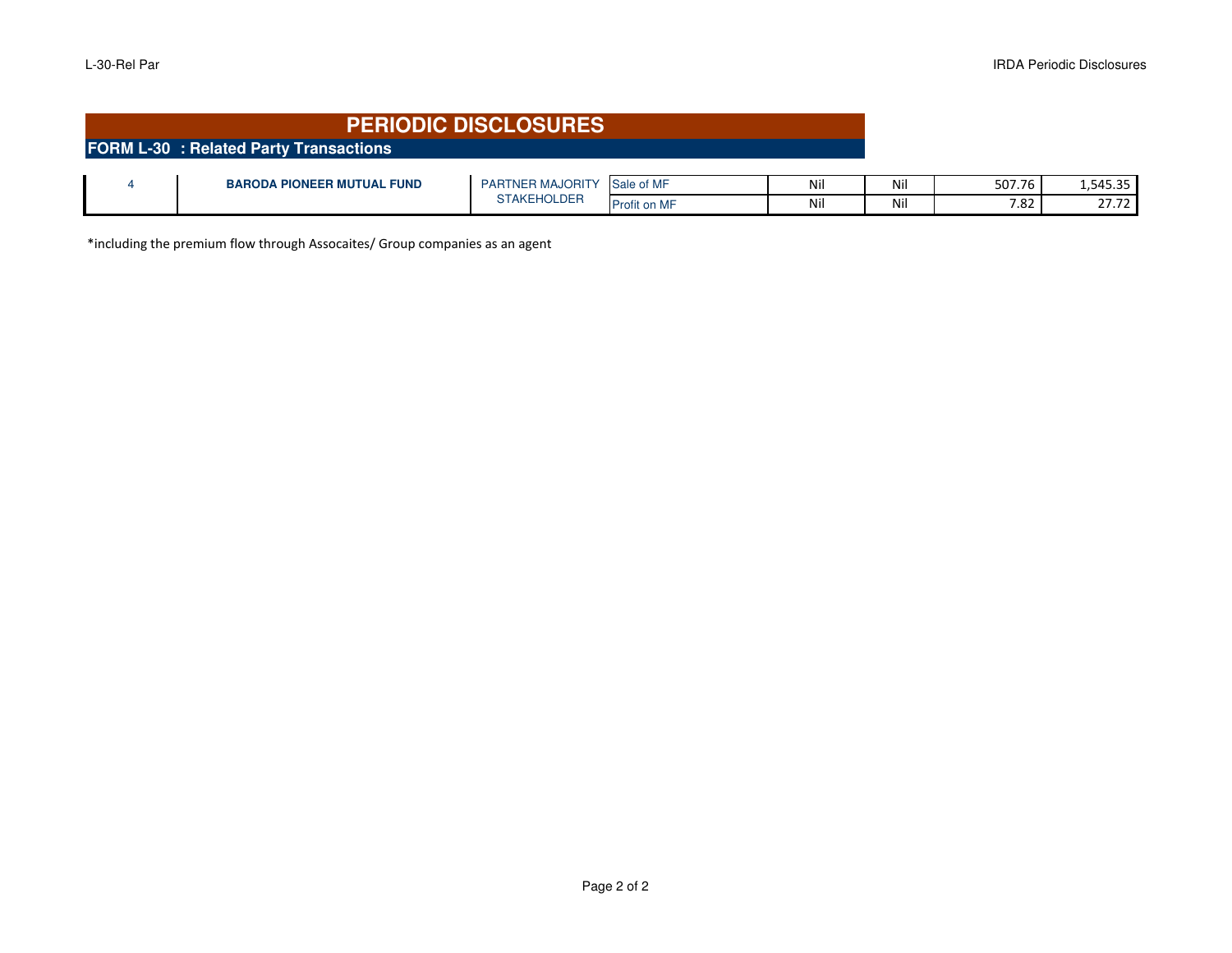# PERIODIC DISCLOSURES

## FORM L-30 : Related Party Transactions

| | | | | | | | |
|---|---|---|---|---|---|---|---|
| 4 | **BARODA PIONEER MUTUAL FUND** | PARTNER MAJORITY STAKEHOLDER | Sale of MF | Nil | Nil | 507.76 | 1,545.35 |
| | | | Profit on MF | Nil | Nil | 7.82 | 27.72 |

*including the premium flow through Assocaites/ Group companies as an agent